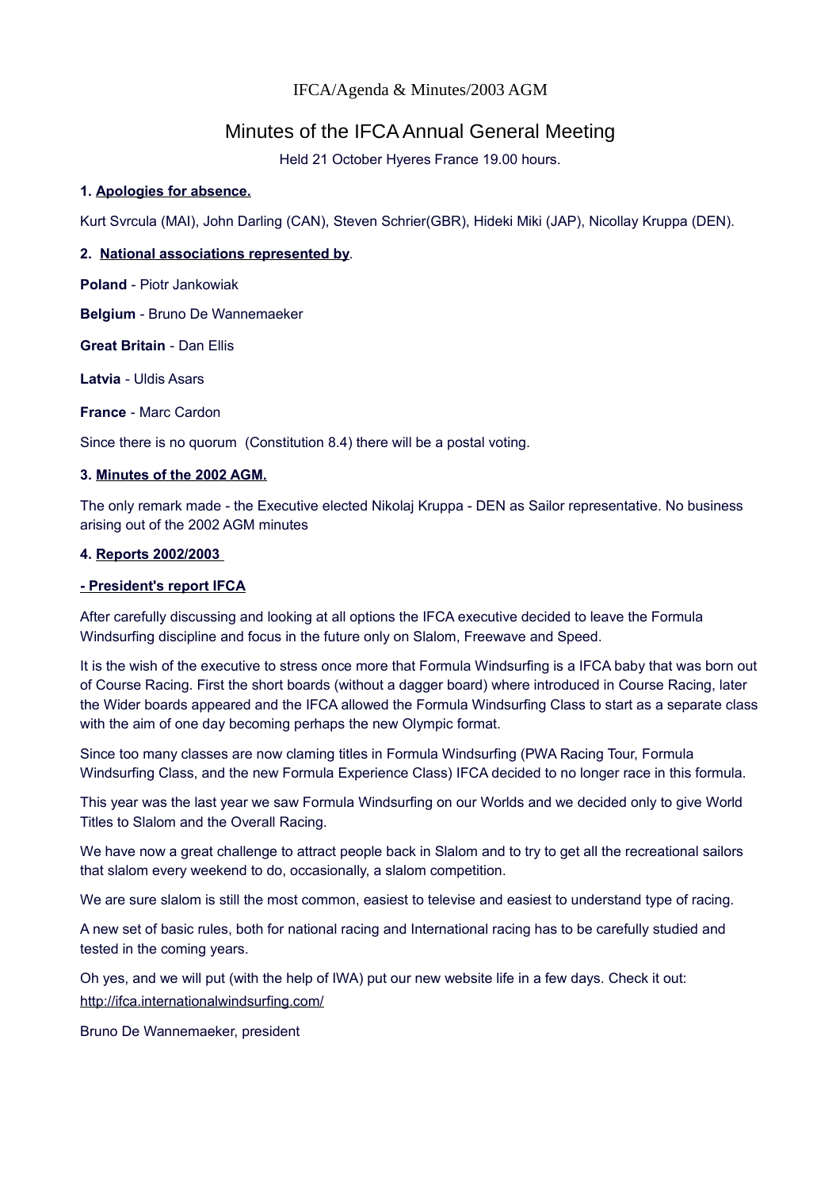IFCA/Agenda & Minutes/2003 AGM

# Minutes of the IFCA Annual General Meeting

Held 21 October Hyeres France 19.00 hours.

**1. Apologies for absence.**

Kurt Svrcula (MAI), John Darling (CAN), Steven Schrier(GBR), Hideki Miki (JAP), Nicollay Kruppa (DEN).

**2. National associations represented by.**

**Poland** - Piotr Jankowiak

**Belgium** - Bruno De Wannemaeker

**Great Britain** - Dan Ellis

**Latvia** - Uldis Asars

**France** - Marc Cardon

Since there is no quorum (Constitution 8.4) there will be a postal voting.

**3. Minutes of the 2002 AGM.**

The only remark made - the Executive elected Nikolaj Kruppa - DEN as Sailor representative. No business arising out of the 2002 AGM minutes

**4. Reports 2002/2003**

**- President's report IFCA**

After carefully discussing and looking at all options the IFCA executive decided to leave the Formula Windsurfing discipline and focus in the future only on Slalom, Freewave and Speed.

It is the wish of the executive to stress once more that Formula Windsurfing is a IFCA baby that was born out of Course Racing. First the short boards (without a dagger board) where introduced in Course Racing, later the Wider boards appeared and the IFCA allowed the Formula Windsurfing Class to start as a separate class with the aim of one day becoming perhaps the new Olympic format.

Since too many classes are now claming titles in Formula Windsurfing (PWA Racing Tour, Formula Windsurfing Class, and the new Formula Experience Class) IFCA decided to no longer race in this formula.

This year was the last year we saw Formula Windsurfing on our Worlds and we decided only to give World Titles to Slalom and the Overall Racing.

We have now a great challenge to attract people back in Slalom and to try to get all the recreational sailors that slalom every weekend to do, occasionally, a slalom competition.

We are sure slalom is still the most common, easiest to televise and easiest to understand type of racing.

A new set of basic rules, both for national racing and International racing has to be carefully studied and tested in the coming years.

Oh yes, and we will put (with the help of IWA) put our new website life in a few days. Check it out: http://ifca.internationalwindsurfing.com/

Bruno De Wannemaeker, president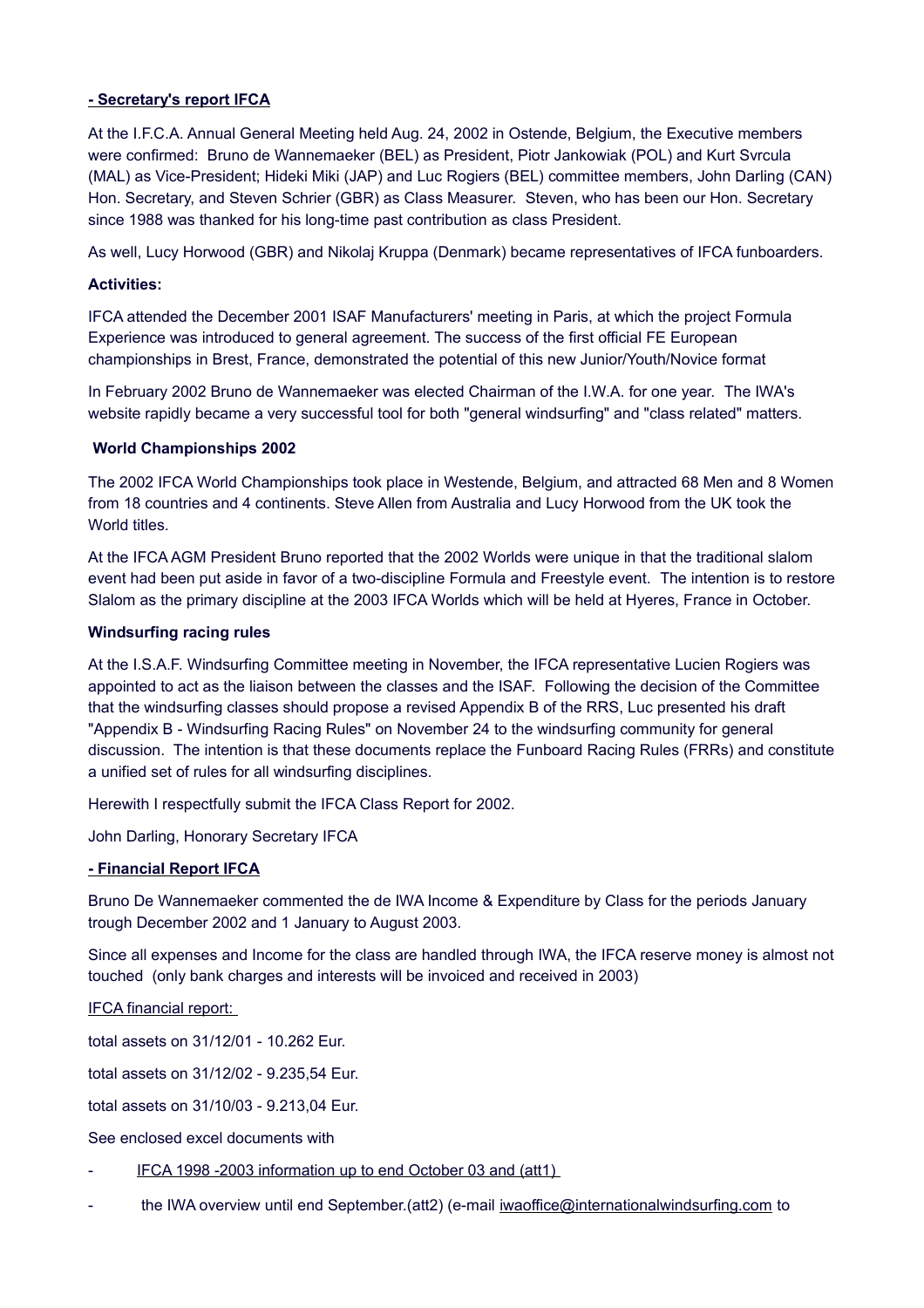**- Secretary's report IFCA**

At the I.F.C.A. Annual General Meeting held Aug. 24, 2002 in Ostende, Belgium, the Executive members were confirmed: Bruno de Wannemaeker (BEL) as President, Piotr Jankowiak (POL) and Kurt Svrcula (MAL) as Vice-President; Hideki Miki (JAP) and Luc Rogiers (BEL) committee members, John Darling (CAN) Hon. Secretary, and Steven Schrier (GBR) as Class Measurer. Steven, who has been our Hon. Secretary since 1988 was thanked for his long-time past contribution as class President.

As well, Lucy Horwood (GBR) and Nikolaj Kruppa (Denmark) became representatives of IFCA funboarders.

**Activities:**

IFCA attended the December 2001 ISAF Manufacturers' meeting in Paris, at which the project Formula Experience was introduced to general agreement. The success of the first official FE European championships in Brest, France, demonstrated the potential of this new Junior/Youth/Novice format

In February 2002 Bruno de Wannemaeker was elected Chairman of the I.W.A. for one year. The IWA's website rapidly became a very successful tool for both "general windsurfing" and "class related" matters.

**World Championships 2002**

The 2002 IFCA World Championships took place in Westende, Belgium, and attracted 68 Men and 8 Women from 18 countries and 4 continents. Steve Allen from Australia and Lucy Horwood from the UK took the World titles.

At the IFCA AGM President Bruno reported that the 2002 Worlds were unique in that the traditional slalom event had been put aside in favor of a two-discipline Formula and Freestyle event. The intention is to restore Slalom as the primary discipline at the 2003 IFCA Worlds which will be held at Hyeres, France in October.

**Windsurfing racing rules**

At the I.S.A.F. Windsurfing Committee meeting in November, the IFCA representative Lucien Rogiers was appointed to act as the liaison between the classes and the ISAF. Following the decision of the Committee that the windsurfing classes should propose a revised Appendix B of the RRS, Luc presented his draft "Appendix B - Windsurfing Racing Rules" on November 24 to the windsurfing community for general discussion. The intention is that these documents replace the Funboard Racing Rules (FRRs) and constitute a unified set of rules for all windsurfing disciplines.

Herewith I respectfully submit the IFCA Class Report for 2002.

John Darling, Honorary Secretary IFCA

**- Financial Report IFCA**

Bruno De Wannemaeker commented the de IWA Income & Expenditure by Class for the periods January trough December 2002 and 1 January to August 2003.

Since all expenses and Income for the class are handled through IWA, the IFCA reserve money is almost not touched (only bank charges and interests will be invoiced and received in 2003)

IFCA financial report:

total assets on 31/12/01 - 10.262 Eur.

total assets on 31/12/02 - 9.235,54 Eur.

total assets on 31/10/03 - 9.213,04 Eur.

See enclosed excel documents with

- IFCA 1998 -2003 information up to end October 03 and (att1)
- the IWA overview until end September.(att2) (e-mail iwaoffice@internationalwindsurfing.com to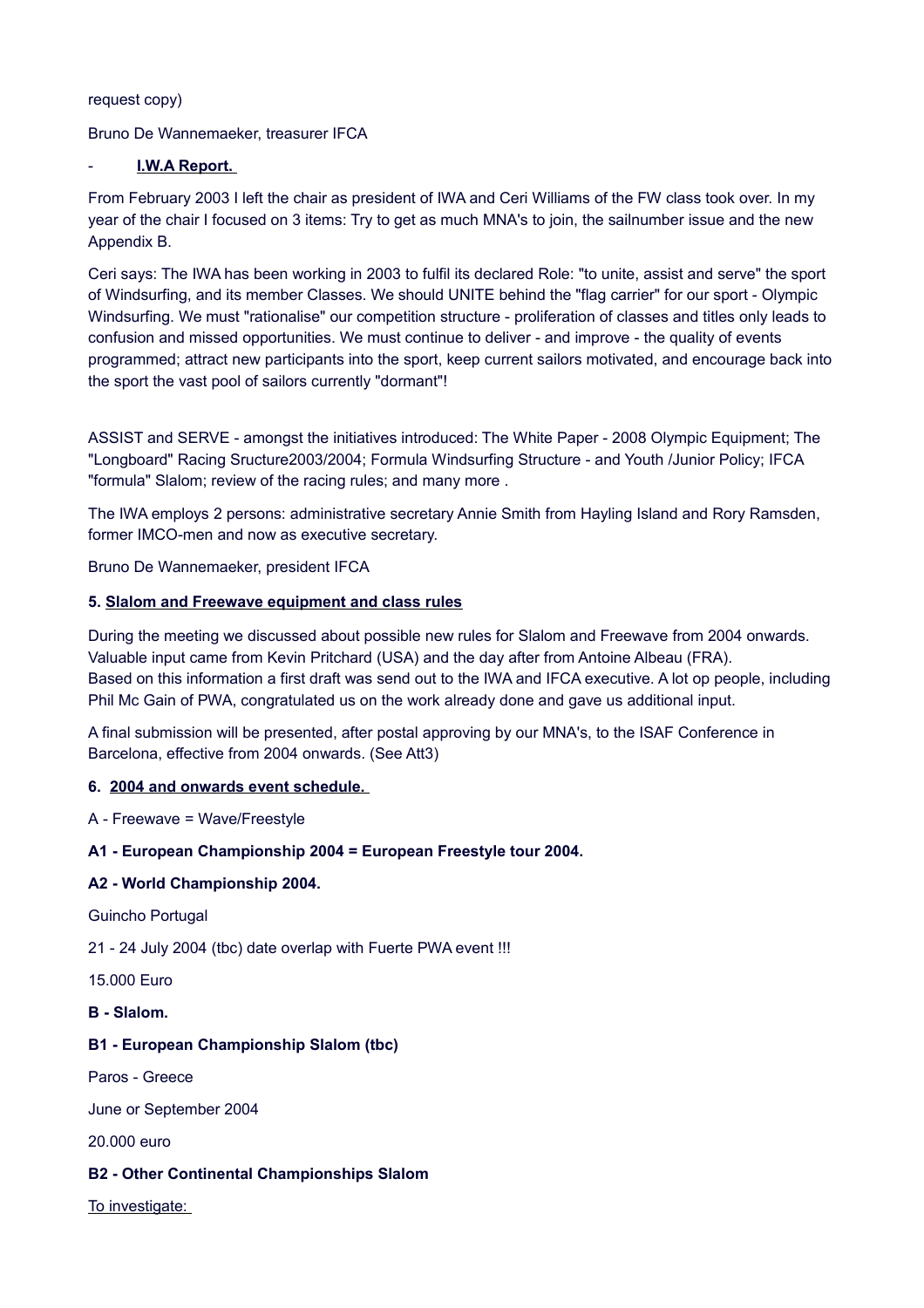request copy)

Bruno De Wannemaeker, treasurer IFCA

- **I.W.A Report.**

From February 2003 I left the chair as president of IWA and Ceri Williams of the FW class took over. In my year of the chair I focused on 3 items: Try to get as much MNA's to join, the sailnumber issue and the new Appendix B.

Ceri says: The IWA has been working in 2003 to fulfil its declared Role: "to unite, assist and serve" the sport of Windsurfing, and its member Classes. We should UNITE behind the "flag carrier" for our sport - Olympic Windsurfing. We must "rationalise" our competition structure - proliferation of classes and titles only leads to confusion and missed opportunities. We must continue to deliver - and improve - the quality of events programmed; attract new participants into the sport, keep current sailors motivated, and encourage back into the sport the vast pool of sailors currently "dormant"!

ASSIST and SERVE - amongst the initiatives introduced: The White Paper - 2008 Olympic Equipment; The "Longboard" Racing Sructure2003/2004; Formula Windsurfing Structure - and Youth /Junior Policy; IFCA "formula" Slalom; review of the racing rules; and many more .

The IWA employs 2 persons: administrative secretary Annie Smith from Hayling Island and Rory Ramsden, former IMCO-men and now as executive secretary.

Bruno De Wannemaeker, president IFCA

**5. Slalom and Freewave equipment and class rules**

During the meeting we discussed about possible new rules for Slalom and Freewave from 2004 onwards. Valuable input came from Kevin Pritchard (USA) and the day after from Antoine Albeau (FRA).
Based on this information a first draft was send out to the IWA and IFCA executive. A lot op people, including Phil Mc Gain of PWA, congratulated us on the work already done and gave us additional input.

A final submission will be presented, after postal approving by our MNA's, to the ISAF Conference in Barcelona, effective from 2004 onwards. (See Att3)

**6. 2004 and onwards event schedule.**

A - Freewave = Wave/Freestyle

**A1 - European Championship 2004 = European Freestyle tour 2004.**

**A2 - World Championship 2004.**

Guincho Portugal

21 - 24 July 2004 (tbc) date overlap with Fuerte PWA event !!!

15.000 Euro

**B - Slalom.**

**B1 - European Championship Slalom (tbc)**

Paros - Greece

June or September 2004

20.000 euro

**B2 - Other Continental Championships Slalom**

To investigate: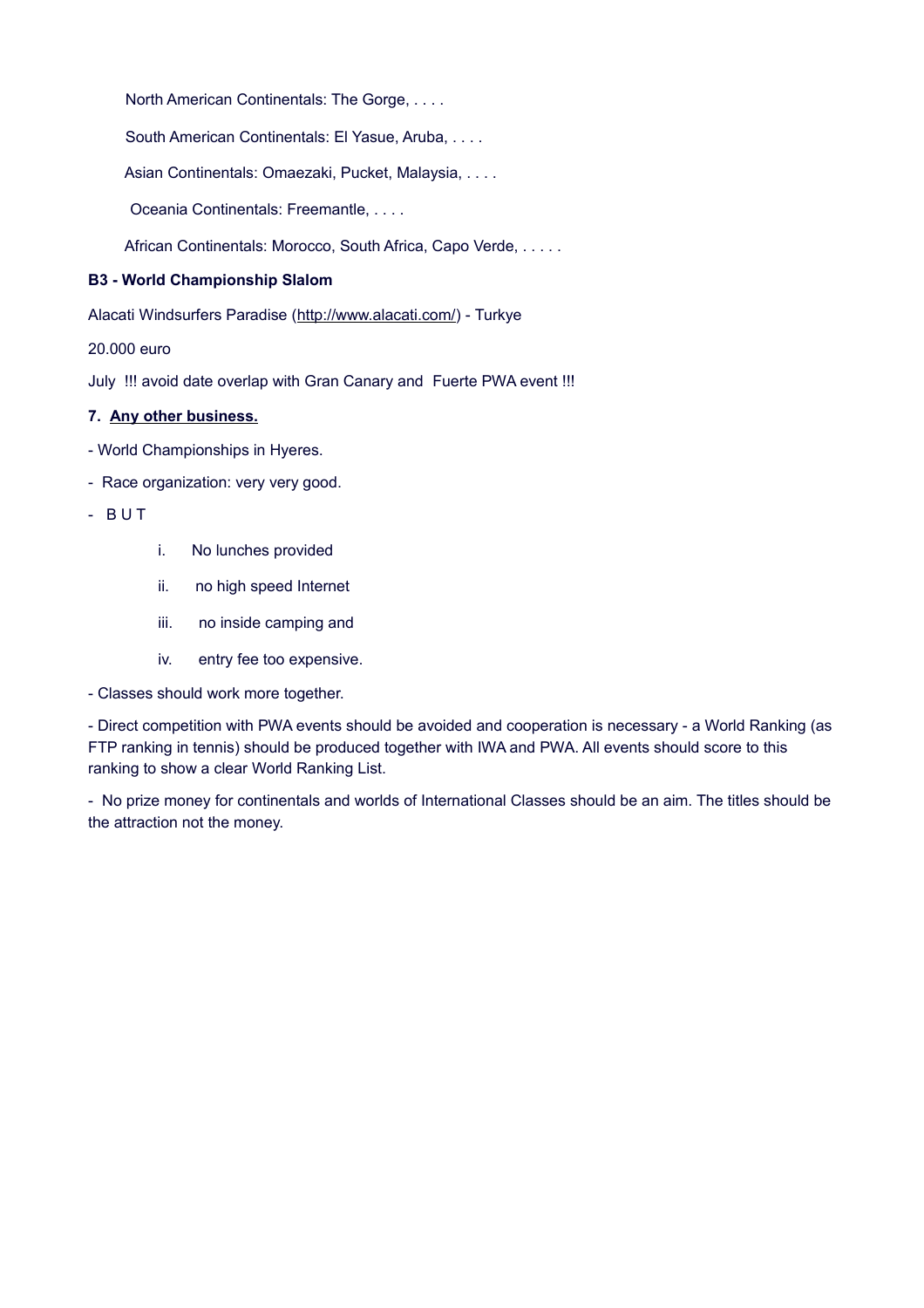North American Continentals: The Gorge, . . . .

South American Continentals: El Yasue, Aruba, . . . .

Asian Continentals: Omaezaki, Pucket, Malaysia, . . . .

Oceania Continentals: Freemantle, . . . .

African Continentals: Morocco, South Africa, Capo Verde, . . . . .

**B3 - World Championship Slalom**

Alacati Windsurfers Paradise (http://www.alacati.com/) - Turkye

20.000 euro

July !!! avoid date overlap with Gran Canary and Fuerte PWA event !!!

**7. <u>Any other business.</u>**

- World Championships in Hyeres.
- Race organization: very very good.
- B U T

  i. No lunches provided

  ii. no high speed Internet

  iii. no inside camping and

  iv. entry fee too expensive.

- Classes should work more together.
- Direct competition with PWA events should be avoided and cooperation is necessary - a World Ranking (as FTP ranking in tennis) should be produced together with IWA and PWA. All events should score to this ranking to show a clear World Ranking List.
- No prize money for continentals and worlds of International Classes should be an aim. The titles should be the attraction not the money.